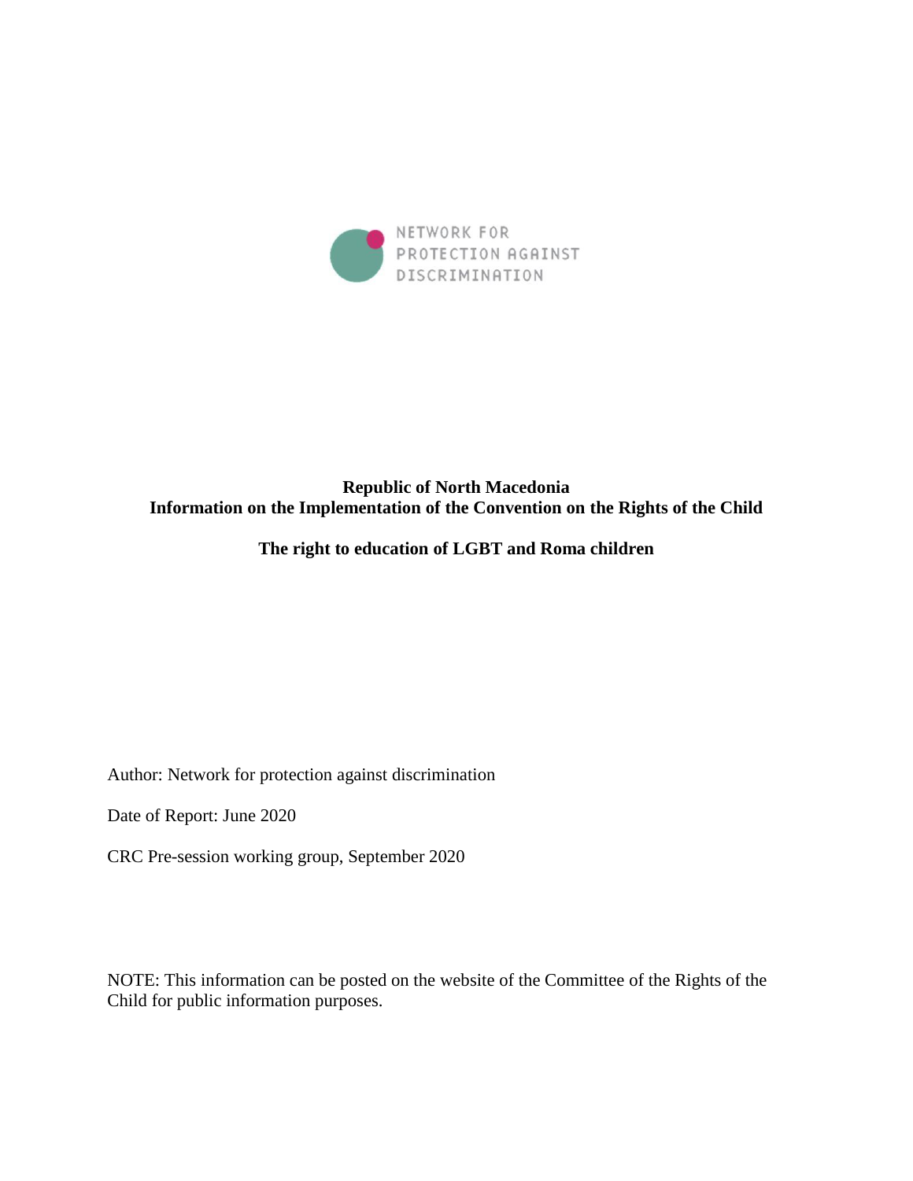NETWORK FOR PROTECTION AGAINST DISCRIMINATION

**Republic of North Macedonia**
**Information on the Implementation of the Convention on the Rights of the Child**

**The right to education of LGBT and Roma children**

Author: Network for protection against discrimination

Date of Report: June 2020

CRC Pre-session working group, September 2020

NOTE: This information can be posted on the website of the Committee of the Rights of the Child for public information purposes.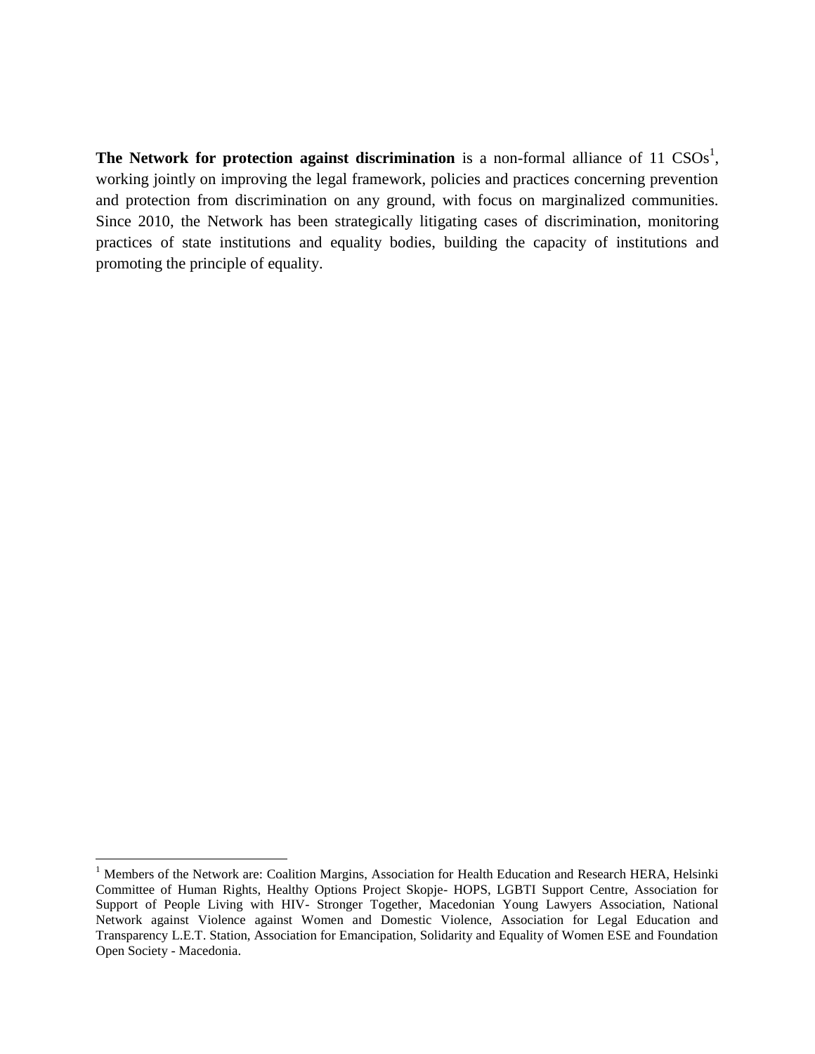**The Network for protection against discrimination** is a non-formal alliance of 11 CSOs[1], working jointly on improving the legal framework, policies and practices concerning prevention and protection from discrimination on any ground, with focus on marginalized communities. Since 2010, the Network has been strategically litigating cases of discrimination, monitoring practices of state institutions and equality bodies, building the capacity of institutions and promoting the principle of equality.

---

[1] Members of the Network are: Coalition Margins, Association for Health Education and Research HERA, Helsinki Committee of Human Rights, Healthy Options Project Skopje- HOPS, LGBTI Support Centre, Association for Support of People Living with HIV- Stronger Together, Macedonian Young Lawyers Association, National Network against Violence against Women and Domestic Violence, Association for Legal Education and Transparency L.E.T. Station, Association for Emancipation, Solidarity and Equality of Women ESE and Foundation Open Society - Macedonia.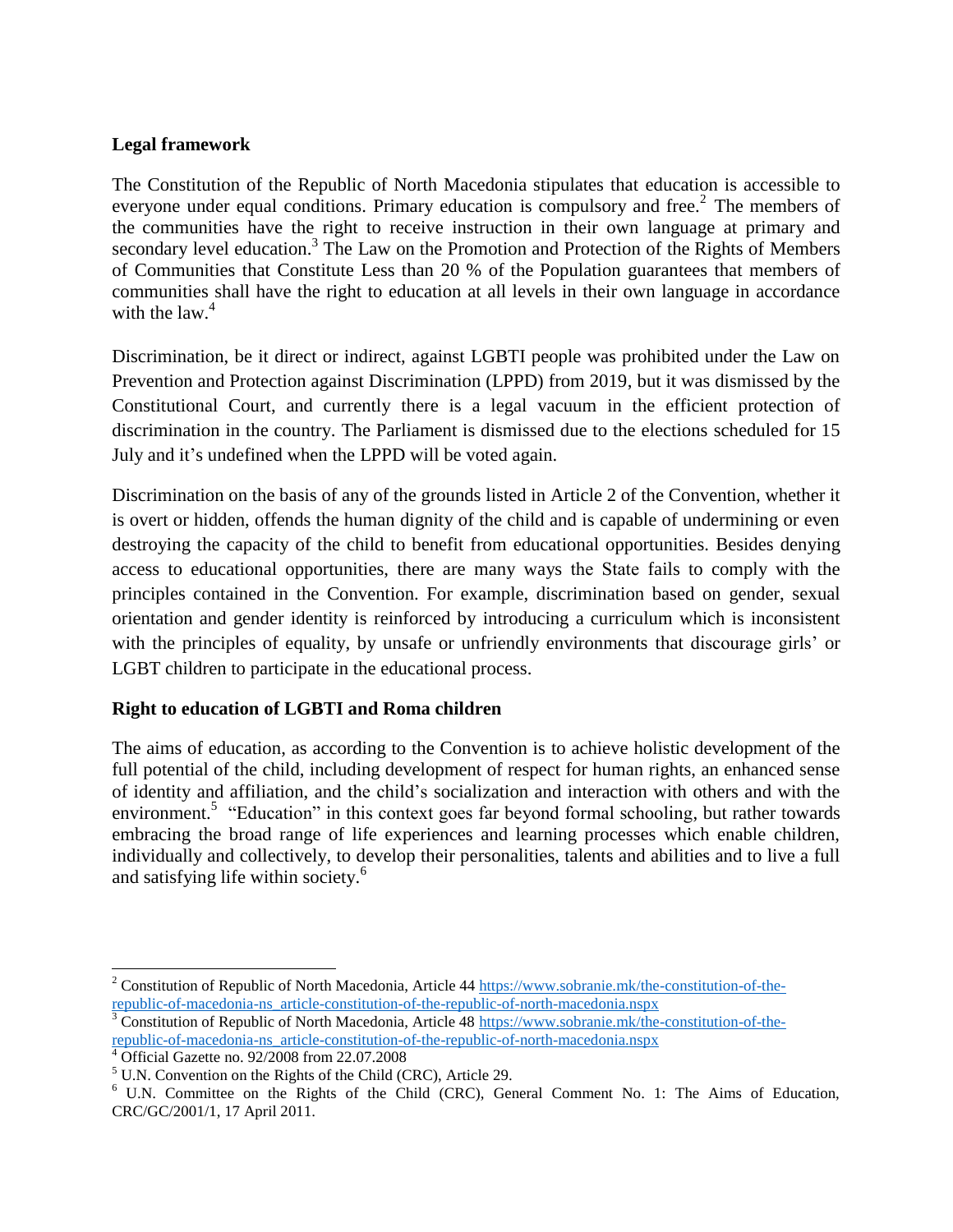**Legal framework**

The Constitution of the Republic of North Macedonia stipulates that education is accessible to everyone under equal conditions. Primary education is compulsory and free.[2] The members of the communities have the right to receive instruction in their own language at primary and secondary level education.[3] The Law on the Promotion and Protection of the Rights of Members of Communities that Constitute Less than 20 % of the Population guarantees that members of communities shall have the right to education at all levels in their own language in accordance with the law.[4]

Discrimination, be it direct or indirect, against LGBTI people was prohibited under the Law on Prevention and Protection against Discrimination (LPPD) from 2019, but it was dismissed by the Constitutional Court, and currently there is a legal vacuum in the efficient protection of discrimination in the country. The Parliament is dismissed due to the elections scheduled for 15 July and it's undefined when the LPPD will be voted again.

Discrimination on the basis of any of the grounds listed in Article 2 of the Convention, whether it is overt or hidden, offends the human dignity of the child and is capable of undermining or even destroying the capacity of the child to benefit from educational opportunities. Besides denying access to educational opportunities, there are many ways the State fails to comply with the principles contained in the Convention. For example, discrimination based on gender, sexual orientation and gender identity is reinforced by introducing a curriculum which is inconsistent with the principles of equality, by unsafe or unfriendly environments that discourage girls' or LGBT children to participate in the educational process.

**Right to education of LGBTI and Roma children**

The aims of education, as according to the Convention is to achieve holistic development of the full potential of the child, including development of respect for human rights, an enhanced sense of identity and affiliation, and the child's socialization and interaction with others and with the environment.[5] "Education" in this context goes far beyond formal schooling, but rather towards embracing the broad range of life experiences and learning processes which enable children, individually and collectively, to develop their personalities, talents and abilities and to live a full and satisfying life within society.[6]

---

[2] Constitution of Republic of North Macedonia, Article 44 https://www.sobranie.mk/the-constitution-of-the-republic-of-macedonia-ns_article-constitution-of-the-republic-of-north-macedonia.nspx

[3] Constitution of Republic of North Macedonia, Article 48 https://www.sobranie.mk/the-constitution-of-the-republic-of-macedonia-ns_article-constitution-of-the-republic-of-north-macedonia.nspx

[4] Official Gazette no. 92/2008 from 22.07.2008

[5] U.N. Convention on the Rights of the Child (CRC), Article 29.

[6] U.N. Committee on the Rights of the Child (CRC), General Comment No. 1: The Aims of Education, CRC/GC/2001/1, 17 April 2011.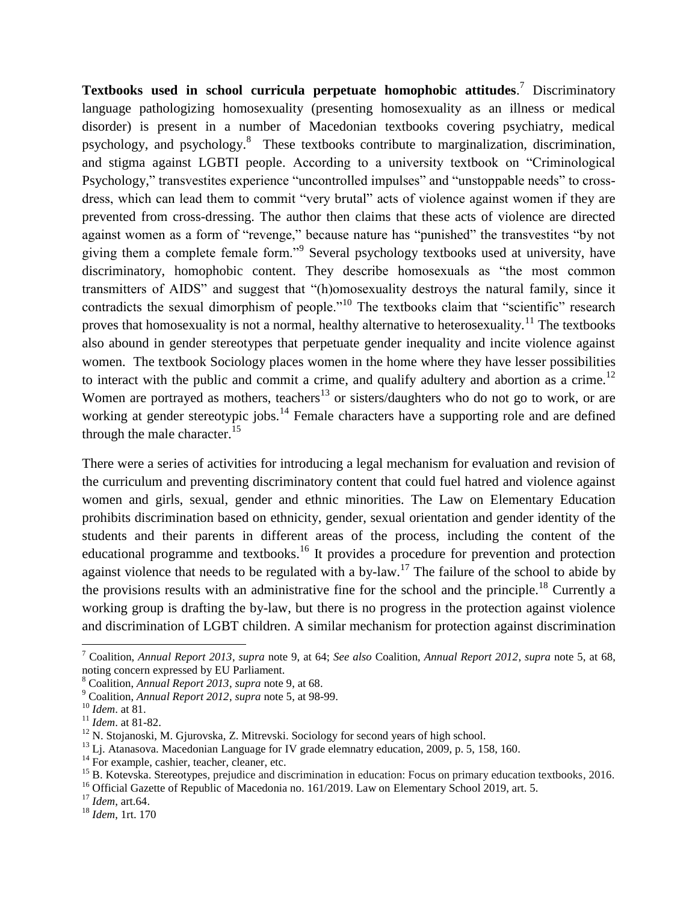**Textbooks used in school curricula perpetuate homophobic attitudes**.[7] Discriminatory language pathologizing homosexuality (presenting homosexuality as an illness or medical disorder) is present in a number of Macedonian textbooks covering psychiatry, medical psychology, and psychology.[8] These textbooks contribute to marginalization, discrimination, and stigma against LGBTI people. According to a university textbook on "Criminological Psychology," transvestites experience "uncontrolled impulses" and "unstoppable needs" to cross-dress, which can lead them to commit "very brutal" acts of violence against women if they are prevented from cross-dressing. The author then claims that these acts of violence are directed against women as a form of "revenge," because nature has "punished" the transvestites "by not giving them a complete female form."[9] Several psychology textbooks used at university, have discriminatory, homophobic content. They describe homosexuals as "the most common transmitters of AIDS" and suggest that "(h)omosexuality destroys the natural family, since it contradicts the sexual dimorphism of people."[10] The textbooks claim that "scientific" research proves that homosexuality is not a normal, healthy alternative to heterosexuality.[11] The textbooks also abound in gender stereotypes that perpetuate gender inequality and incite violence against women. The textbook Sociology places women in the home where they have lesser possibilities to interact with the public and commit a crime, and qualify adultery and abortion as a crime.[12] Women are portrayed as mothers, teachers[13] or sisters/daughters who do not go to work, or are working at gender stereotypic jobs.[14] Female characters have a supporting role and are defined through the male character.[15]

There were a series of activities for introducing a legal mechanism for evaluation and revision of the curriculum and preventing discriminatory content that could fuel hatred and violence against women and girls, sexual, gender and ethnic minorities. The Law on Elementary Education prohibits discrimination based on ethnicity, gender, sexual orientation and gender identity of the students and their parents in different areas of the process, including the content of the educational programme and textbooks.[16] It provides a procedure for prevention and protection against violence that needs to be regulated with a by-law.[17] The failure of the school to abide by the provisions results with an administrative fine for the school and the principle.[18] Currently a working group is drafting the by-law, but there is no progress in the protection against violence and discrimination of LGBT children. A similar mechanism for protection against discrimination

---

[7] Coalition, *Annual Report 2013*, *supra* note 9, at 64; *See also* Coalition, *Annual Report 2012*, *supra* note 5, at 68, noting concern expressed by EU Parliament.

[8] Coalition, *Annual Report 2013*, *supra* note 9, at 68.

[9] Coalition, *Annual Report 2012*, *supra* note 5, at 98-99.

[10] *Idem*. at 81.

[11] *Idem*. at 81-82.

[12] N. Stojanoski, M. Gjurovska, Z. Mitrevski. Sociology for second years of high school.

[13] Lj. Atanasova. Macedonian Language for IV grade elemnatry education, 2009, p. 5, 158, 160.

[14] For example, cashier, teacher, cleaner, etc.

[15] B. Kotevska. Stereotypes, prejudice and discrimination in education: Focus on primary education textbooks, 2016.

[16] Official Gazette of Republic of Macedonia no. 161/2019. Law on Elementary School 2019, art. 5.

[17] *Idem*, art.64.

[18] *Idem*, 1rt. 170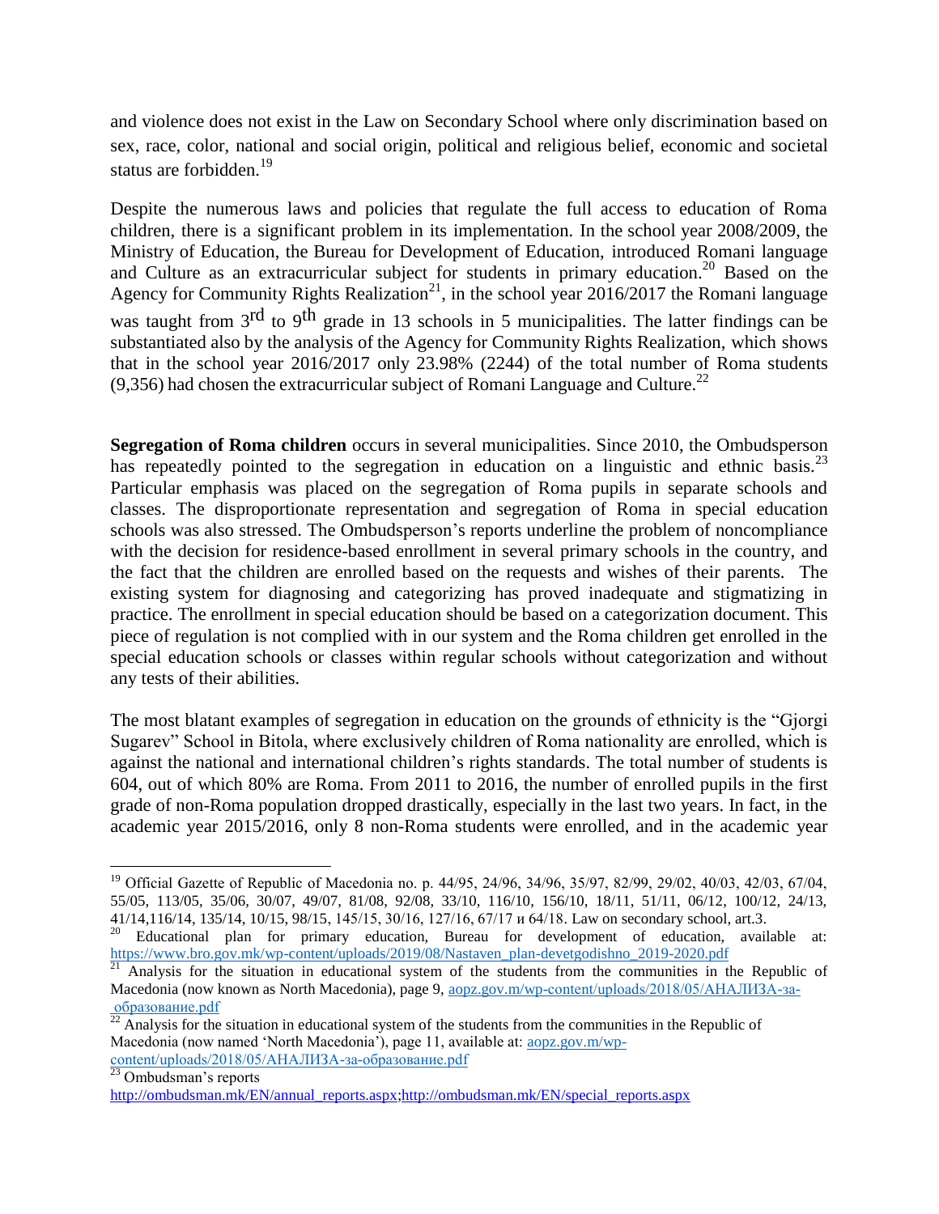and violence does not exist in the Law on Secondary School where only discrimination based on sex, race, color, national and social origin, political and religious belief, economic and societal status are forbidden.[19]

Despite the numerous laws and policies that regulate the full access to education of Roma children, there is a significant problem in its implementation. In the school year 2008/2009, the Ministry of Education, the Bureau for Development of Education, introduced Romani language and Culture as an extracurricular subject for students in primary education.[20] Based on the Agency for Community Rights Realization[21], in the school year 2016/2017 the Romani language was taught from 3rd to 9th grade in 13 schools in 5 municipalities. The latter findings can be substantiated also by the analysis of the Agency for Community Rights Realization, which shows that in the school year 2016/2017 only 23.98% (2244) of the total number of Roma students (9,356) had chosen the extracurricular subject of Romani Language and Culture.[22]

**Segregation of Roma children** occurs in several municipalities. Since 2010, the Ombudsperson has repeatedly pointed to the segregation in education on a linguistic and ethnic basis.[23] Particular emphasis was placed on the segregation of Roma pupils in separate schools and classes. The disproportionate representation and segregation of Roma in special education schools was also stressed. The Ombudsperson's reports underline the problem of noncompliance with the decision for residence-based enrollment in several primary schools in the country, and the fact that the children are enrolled based on the requests and wishes of their parents. The existing system for diagnosing and categorizing has proved inadequate and stigmatizing in practice. The enrollment in special education should be based on a categorization document. This piece of regulation is not complied with in our system and the Roma children get enrolled in the special education schools or classes within regular schools without categorization and without any tests of their abilities.

The most blatant examples of segregation in education on the grounds of ethnicity is the "Gjorgi Sugarev" School in Bitola, where exclusively children of Roma nationality are enrolled, which is against the national and international children's rights standards. The total number of students is 604, out of which 80% are Roma. From 2011 to 2016, the number of enrolled pupils in the first grade of non-Roma population dropped drastically, especially in the last two years. In fact, in the academic year 2015/2016, only 8 non-Roma students were enrolled, and in the academic year

---

[19] Official Gazette of Republic of Macedonia no. p. 44/95, 24/96, 34/96, 35/97, 82/99, 29/02, 40/03, 42/03, 67/04, 55/05, 113/05, 35/06, 30/07, 49/07, 81/08, 92/08, 33/10, 116/10, 156/10, 18/11, 51/11, 06/12, 100/12, 24/13, 41/14,116/14, 135/14, 10/15, 98/15, 145/15, 30/16, 127/16, 67/17 и 64/18. Law on secondary school, art.3.

[20] Educational plan for primary education, Bureau for development of education, available at: https://www.bro.gov.mk/wp-content/uploads/2019/08/Nastaven_plan-devetgodishno_2019-2020.pdf

[21] Analysis for the situation in educational system of the students from the communities in the Republic of Macedonia (now known as North Macedonia), page 9, aopz.gov.m/wp-content/uploads/2018/05/АНАЛИЗА-за-образование.pdf

[22] Analysis for the situation in educational system of the students from the communities in the Republic of Macedonia (now named 'North Macedonia'), page 11, available at: aopz.gov.m/wp-content/uploads/2018/05/АНАЛИЗА-за-образование.pdf

[23] Ombudsman's reports http://ombudsman.mk/EN/annual_reports.aspx;http://ombudsman.mk/EN/special_reports.aspx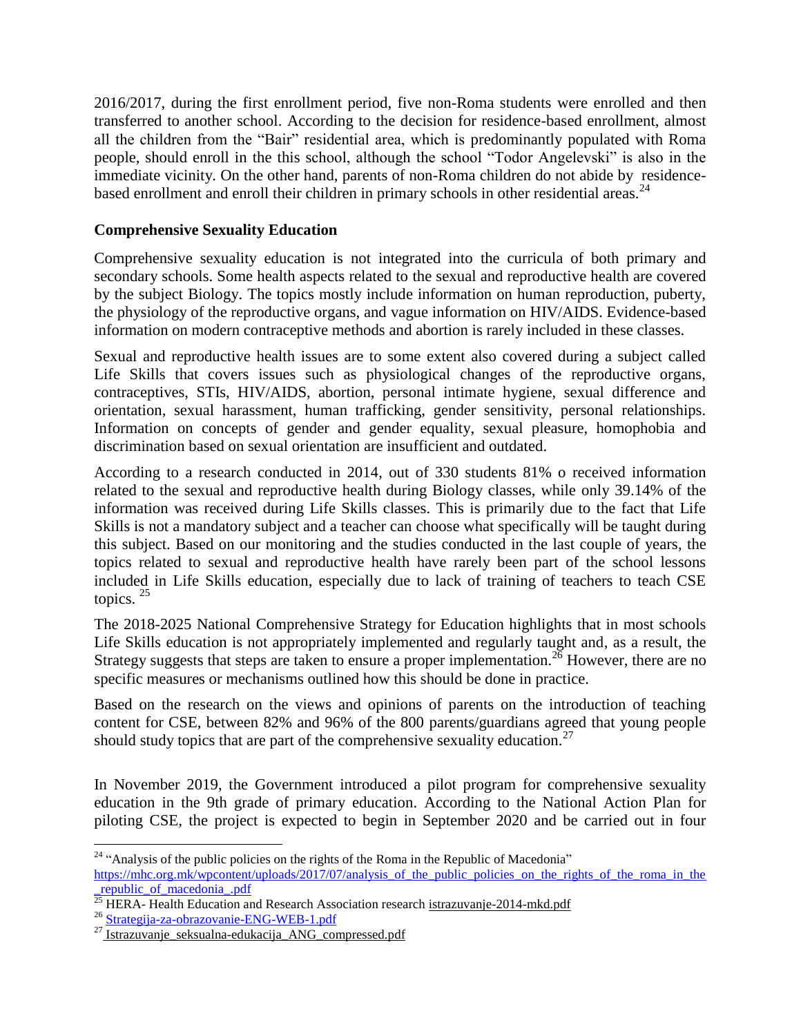2016/2017, during the first enrollment period, five non-Roma students were enrolled and then transferred to another school. According to the decision for residence-based enrollment, almost all the children from the "Bair" residential area, which is predominantly populated with Roma people, should enroll in the this school, although the school "Todor Angelevski" is also in the immediate vicinity. On the other hand, parents of non-Roma children do not abide by residence-based enrollment and enroll their children in primary schools in other residential areas.[24]

## Comprehensive Sexuality Education

Comprehensive sexuality education is not integrated into the curricula of both primary and secondary schools. Some health aspects related to the sexual and reproductive health are covered by the subject Biology. The topics mostly include information on human reproduction, puberty, the physiology of the reproductive organs, and vague information on HIV/AIDS. Evidence-based information on modern contraceptive methods and abortion is rarely included in these classes.

Sexual and reproductive health issues are to some extent also covered during a subject called Life Skills that covers issues such as physiological changes of the reproductive organs, contraceptives, STIs, HIV/AIDS, abortion, personal intimate hygiene, sexual difference and orientation, sexual harassment, human trafficking, gender sensitivity, personal relationships. Information on concepts of gender and gender equality, sexual pleasure, homophobia and discrimination based on sexual orientation are insufficient and outdated.

According to a research conducted in 2014, out of 330 students 81% o received information related to the sexual and reproductive health during Biology classes, while only 39.14% of the information was received during Life Skills classes. This is primarily due to the fact that Life Skills is not a mandatory subject and a teacher can choose what specifically will be taught during this subject. Based on our monitoring and the studies conducted in the last couple of years, the topics related to sexual and reproductive health have rarely been part of the school lessons included in Life Skills education, especially due to lack of training of teachers to teach CSE topics. [25]

The 2018-2025 National Comprehensive Strategy for Education highlights that in most schools Life Skills education is not appropriately implemented and regularly taught and, as a result, the Strategy suggests that steps are taken to ensure a proper implementation.[26] However, there are no specific measures or mechanisms outlined how this should be done in practice.

Based on the research on the views and opinions of parents on the introduction of teaching content for CSE, between 82% and 96% of the 800 parents/guardians agreed that young people should study topics that are part of the comprehensive sexuality education.[27]

In November 2019, the Government introduced a pilot program for comprehensive sexuality education in the 9th grade of primary education. According to the National Action Plan for piloting CSE, the project is expected to begin in September 2020 and be carried out in four

---

[24] "Analysis of the public policies on the rights of the Roma in the Republic of Macedonia" https://mhc.org.mk/wpcontent/uploads/2017/07/analysis_of_the_public_policies_on_the_rights_of_the_roma_in_the_republic_of_macedonia_.pdf

[25] HERA- Health Education and Research Association research istrazuvanje-2014-mkd.pdf

[26] Strategija-za-obrazovanie-ENG-WEB-1.pdf

[27] Istrazuvanje_seksualna-edukacija_ANG_compressed.pdf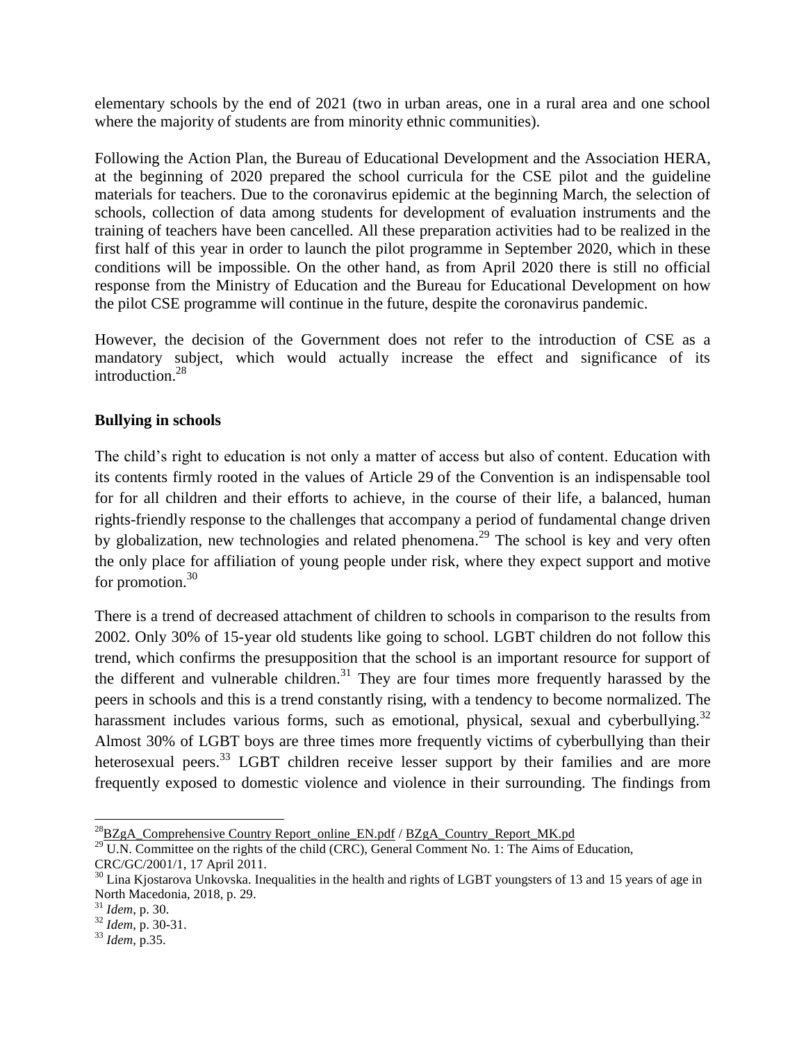elementary schools by the end of 2021 (two in urban areas, one in a rural area and one school where the majority of students are from minority ethnic communities).

Following the Action Plan, the Bureau of Educational Development and the Association HERA, at the beginning of 2020 prepared the school curricula for the CSE pilot and the guideline materials for teachers. Due to the coronavirus epidemic at the beginning March, the selection of schools, collection of data among students for development of evaluation instruments and the training of teachers have been cancelled. All these preparation activities had to be realized in the first half of this year in order to launch the pilot programme in September 2020, which in these conditions will be impossible. On the other hand, as from April 2020 there is still no official response from the Ministry of Education and the Bureau for Educational Development on how the pilot CSE programme will continue in the future, despite the coronavirus pandemic.

However, the decision of the Government does not refer to the introduction of CSE as a mandatory subject, which would actually increase the effect and significance of its introduction.[28]

**Bullying in schools**

The child's right to education is not only a matter of access but also of content. Education with its contents firmly rooted in the values of Article 29 of the Convention is an indispensable tool for for all children and their efforts to achieve, in the course of their life, a balanced, human rights-friendly response to the challenges that accompany a period of fundamental change driven by globalization, new technologies and related phenomena.[29] The school is key and very often the only place for affiliation of young people under risk, where they expect support and motive for promotion.[30]

There is a trend of decreased attachment of children to schools in comparison to the results from 2002. Only 30% of 15-year old students like going to school. LGBT children do not follow this trend, which confirms the presupposition that the school is an important resource for support of the different and vulnerable children.[31] They are four times more frequently harassed by the peers in schools and this is a trend constantly rising, with a tendency to become normalized. The harassment includes various forms, such as emotional, physical, sexual and cyberbullying.[32] Almost 30% of LGBT boys are three times more frequently victims of cyberbullying than their heterosexual peers.[33] LGBT children receive lesser support by their families and are more frequently exposed to domestic violence and violence in their surrounding. The findings from

---

[28] BZgA_Comprehensive Country Report_online_EN.pdf / BZgA_Country_Report_MK.pd

[29] U.N. Committee on the rights of the child (CRC), General Comment No. 1: The Aims of Education, CRC/GC/2001/1, 17 April 2011.

[30] Lina Kjostarova Unkovska. Inequalities in the health and rights of LGBT youngsters of 13 and 15 years of age in North Macedonia, 2018, p. 29.

[31] *Idem*, p. 30.

[32] *Idem*, p. 30-31.

[33] *Idem*, p.35.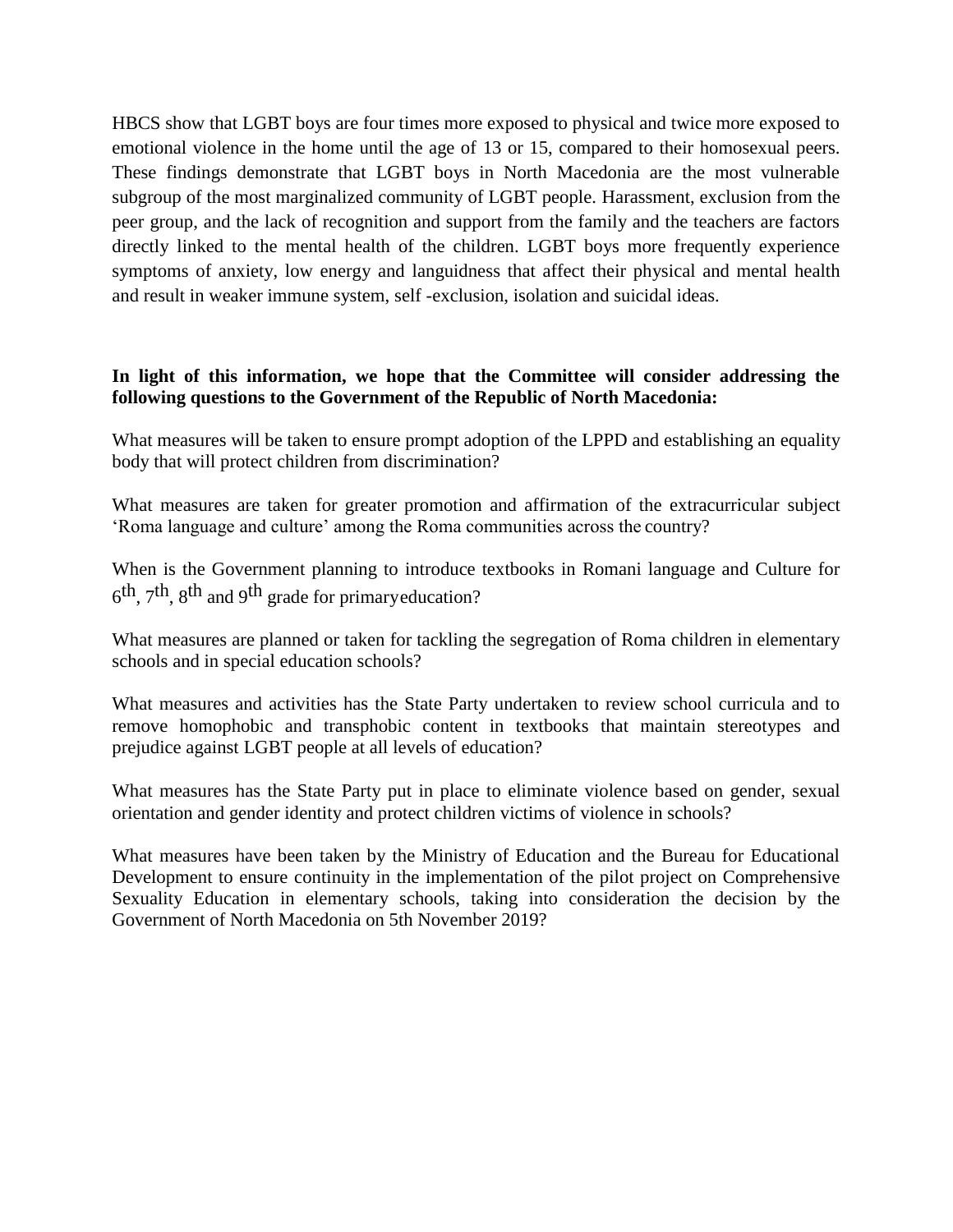HBCS show that LGBT boys are four times more exposed to physical and twice more exposed to emotional violence in the home until the age of 13 or 15, compared to their homosexual peers. These findings demonstrate that LGBT boys in North Macedonia are the most vulnerable subgroup of the most marginalized community of LGBT people. Harassment, exclusion from the peer group, and the lack of recognition and support from the family and the teachers are factors directly linked to the mental health of the children. LGBT boys more frequently experience symptoms of anxiety, low energy and languidness that affect their physical and mental health and result in weaker immune system, self -exclusion, isolation and suicidal ideas.

**In light of this information, we hope that the Committee will consider addressing the following questions to the Government of the Republic of North Macedonia:**

What measures will be taken to ensure prompt adoption of the LPPD and establishing an equality body that will protect children from discrimination?

What measures are taken for greater promotion and affirmation of the extracurricular subject 'Roma language and culture' among the Roma communities across the country?

When is the Government planning to introduce textbooks in Romani language and Culture for 6th, 7th, 8th and 9th grade for primary education?

What measures are planned or taken for tackling the segregation of Roma children in elementary schools and in special education schools?

What measures and activities has the State Party undertaken to review school curricula and to remove homophobic and transphobic content in textbooks that maintain stereotypes and prejudice against LGBT people at all levels of education?

What measures has the State Party put in place to eliminate violence based on gender, sexual orientation and gender identity and protect children victims of violence in schools?

What measures have been taken by the Ministry of Education and the Bureau for Educational Development to ensure continuity in the implementation of the pilot project on Comprehensive Sexuality Education in elementary schools, taking into consideration the decision by the Government of North Macedonia on 5th November 2019?